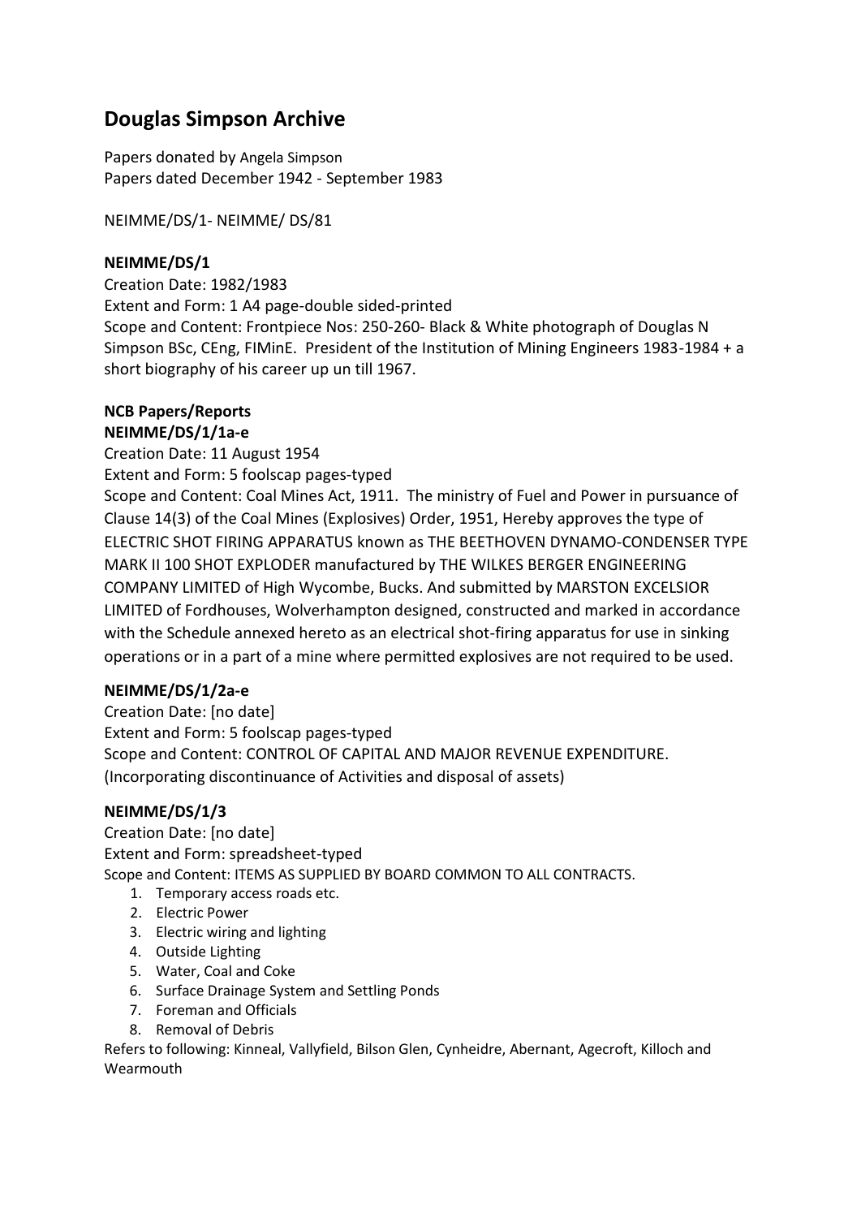# Douglas Simpson Archive

Papers donated by Angela Simpson
Papers dated December 1942 - September 1983

NEIMME/DS/1- NEIMME/ DS/81

**NEIMME/DS/1**

Creation Date: 1982/1983
Extent and Form: 1 A4 page-double sided-printed
Scope and Content: Frontpiece Nos: 250-260- Black & White photograph of Douglas N Simpson BSc, CEng, FIMinE. President of the Institution of Mining Engineers 1983-1984 + a short biography of his career up un till 1967.

**NCB Papers/Reports**

**NEIMME/DS/1/1a-e**

Creation Date: 11 August 1954
Extent and Form: 5 foolscap pages-typed
Scope and Content: Coal Mines Act, 1911. The ministry of Fuel and Power in pursuance of Clause 14(3) of the Coal Mines (Explosives) Order, 1951, Hereby approves the type of ELECTRIC SHOT FIRING APPARATUS known as THE BEETHOVEN DYNAMO-CONDENSER TYPE MARK II 100 SHOT EXPLODER manufactured by THE WILKES BERGER ENGINEERING COMPANY LIMITED of High Wycombe, Bucks. And submitted by MARSTON EXCELSIOR LIMITED of Fordhouses, Wolverhampton designed, constructed and marked in accordance with the Schedule annexed hereto as an electrical shot-firing apparatus for use in sinking operations or in a part of a mine where permitted explosives are not required to be used.

**NEIMME/DS/1/2a-e**

Creation Date: [no date]
Extent and Form: 5 foolscap pages-typed
Scope and Content: CONTROL OF CAPITAL AND MAJOR REVENUE EXPENDITURE. (Incorporating discontinuance of Activities and disposal of assets)

**NEIMME/DS/1/3**

Creation Date: [no date]
Extent and Form: spreadsheet-typed
Scope and Content: ITEMS AS SUPPLIED BY BOARD COMMON TO ALL CONTRACTS.

1. Temporary access roads etc.
2. Electric Power
3. Electric wiring and lighting
4. Outside Lighting
5. Water, Coal and Coke
6. Surface Drainage System and Settling Ponds
7. Foreman and Officials
8. Removal of Debris

Refers to following: Kinneal, Vallyfield, Bilson Glen, Cynheidre, Abernant, Agecroft, Killoch and Wearmouth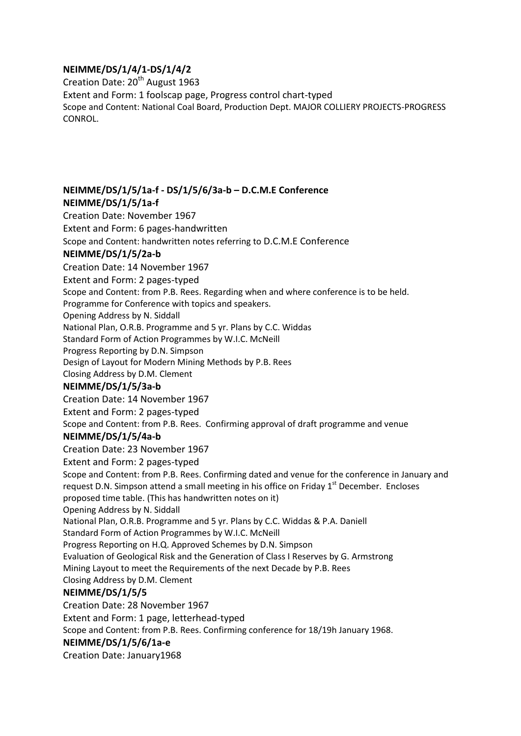**NEIMME/DS/1/4/1-DS/1/4/2**

Creation Date: 20th August 1963

Extent and Form: 1 foolscap page, Progress control chart-typed

Scope and Content: National Coal Board, Production Dept. MAJOR COLLIERY PROJECTS-PROGRESS CONROL.

**NEIMME/DS/1/5/1a-f - DS/1/5/6/3a-b – D.C.M.E Conference**

**NEIMME/DS/1/5/1a-f**

Creation Date: November 1967

Extent and Form: 6 pages-handwritten

Scope and Content: handwritten notes referring to D.C.M.E Conference

**NEIMME/DS/1/5/2a-b**

Creation Date: 14 November 1967

Extent and Form: 2 pages-typed

Scope and Content: from P.B. Rees. Regarding when and where conference is to be held.

Programme for Conference with topics and speakers.

Opening Address by N. Siddall

National Plan, O.R.B. Programme and 5 yr. Plans by C.C. Widdas

Standard Form of Action Programmes by W.I.C. McNeill

Progress Reporting by D.N. Simpson

Design of Layout for Modern Mining Methods by P.B. Rees

Closing Address by D.M. Clement

**NEIMME/DS/1/5/3a-b**

Creation Date: 14 November 1967

Extent and Form: 2 pages-typed

Scope and Content: from P.B. Rees. Confirming approval of draft programme and venue

**NEIMME/DS/1/5/4a-b**

Creation Date: 23 November 1967

Extent and Form: 2 pages-typed

Scope and Content: from P.B. Rees. Confirming dated and venue for the conference in January and request D.N. Simpson attend a small meeting in his office on Friday 1st December. Encloses proposed time table. (This has handwritten notes on it)

Opening Address by N. Siddall

National Plan, O.R.B. Programme and 5 yr. Plans by C.C. Widdas & P.A. Daniell

Standard Form of Action Programmes by W.I.C. McNeill

Progress Reporting on H.Q. Approved Schemes by D.N. Simpson

Evaluation of Geological Risk and the Generation of Class I Reserves by G. Armstrong

Mining Layout to meet the Requirements of the next Decade by P.B. Rees

Closing Address by D.M. Clement

**NEIMME/DS/1/5/5**

Creation Date: 28 November 1967

Extent and Form: 1 page, letterhead-typed

Scope and Content: from P.B. Rees. Confirming conference for 18/19h January 1968.

**NEIMME/DS/1/5/6/1a-e**

Creation Date: January1968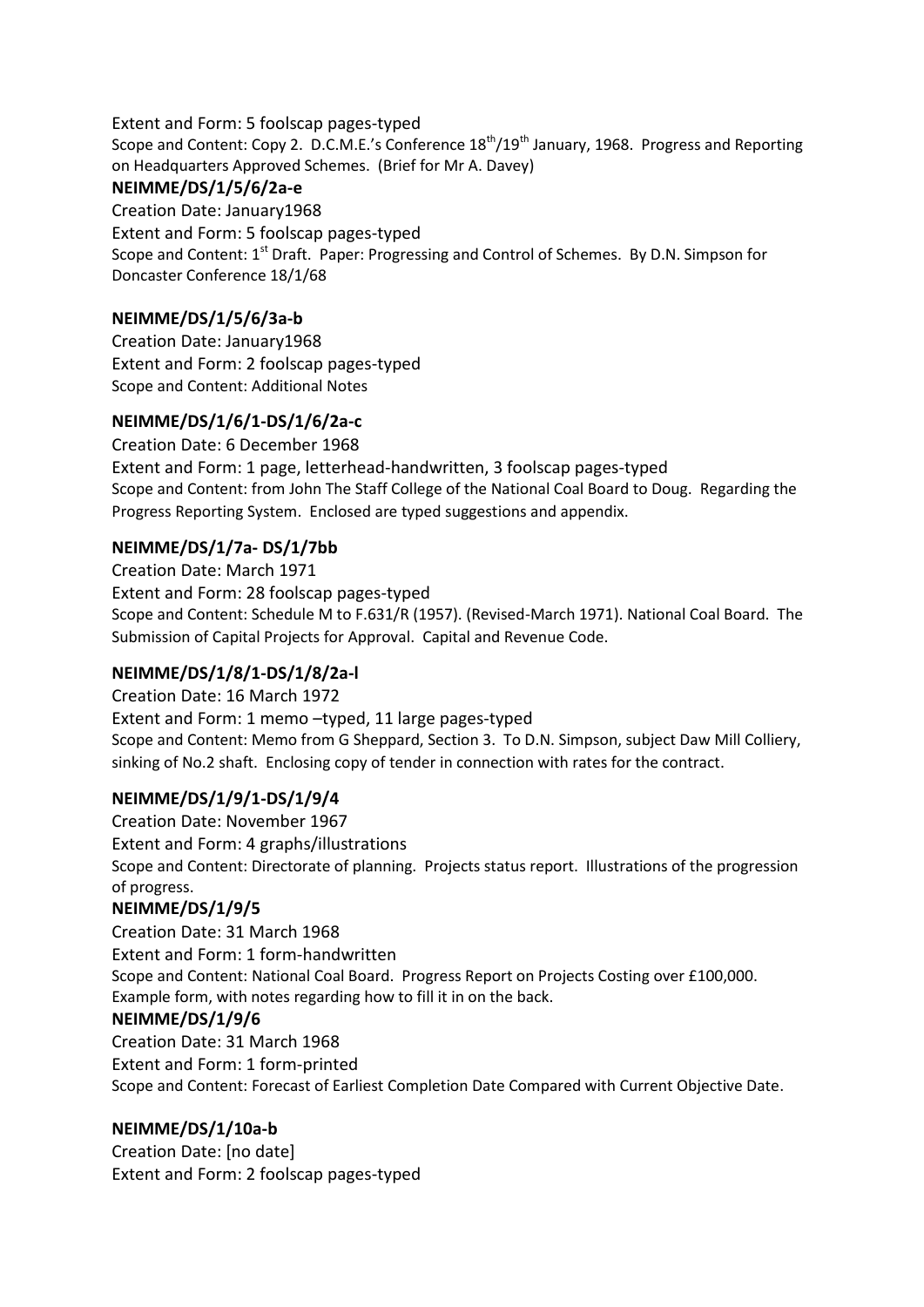Extent and Form: 5 foolscap pages-typed

Scope and Content: Copy 2. D.C.M.E.'s Conference 18th/19th January, 1968. Progress and Reporting on Headquarters Approved Schemes. (Brief for Mr A. Davey)

**NEIMME/DS/1/5/6/2a-e**

Creation Date: January1968

Extent and Form: 5 foolscap pages-typed

Scope and Content: 1st Draft. Paper: Progressing and Control of Schemes. By D.N. Simpson for Doncaster Conference 18/1/68

**NEIMME/DS/1/5/6/3a-b**

Creation Date: January1968

Extent and Form: 2 foolscap pages-typed

Scope and Content: Additional Notes

**NEIMME/DS/1/6/1-DS/1/6/2a-c**

Creation Date: 6 December 1968

Extent and Form: 1 page, letterhead-handwritten, 3 foolscap pages-typed

Scope and Content: from John The Staff College of the National Coal Board to Doug. Regarding the Progress Reporting System. Enclosed are typed suggestions and appendix.

**NEIMME/DS/1/7a- DS/1/7bb**

Creation Date: March 1971

Extent and Form: 28 foolscap pages-typed

Scope and Content: Schedule M to F.631/R (1957). (Revised-March 1971). National Coal Board. The Submission of Capital Projects for Approval. Capital and Revenue Code.

**NEIMME/DS/1/8/1-DS/1/8/2a-l**

Creation Date: 16 March 1972

Extent and Form: 1 memo –typed, 11 large pages-typed

Scope and Content: Memo from G Sheppard, Section 3. To D.N. Simpson, subject Daw Mill Colliery, sinking of No.2 shaft. Enclosing copy of tender in connection with rates for the contract.

**NEIMME/DS/1/9/1-DS/1/9/4**

Creation Date: November 1967

Extent and Form: 4 graphs/illustrations

Scope and Content: Directorate of planning. Projects status report. Illustrations of the progression of progress.

**NEIMME/DS/1/9/5**

Creation Date: 31 March 1968

Extent and Form: 1 form-handwritten

Scope and Content: National Coal Board. Progress Report on Projects Costing over £100,000. Example form, with notes regarding how to fill it in on the back.

**NEIMME/DS/1/9/6**

Creation Date: 31 March 1968

Extent and Form: 1 form-printed

Scope and Content: Forecast of Earliest Completion Date Compared with Current Objective Date.

**NEIMME/DS/1/10a-b**

Creation Date: [no date]

Extent and Form: 2 foolscap pages-typed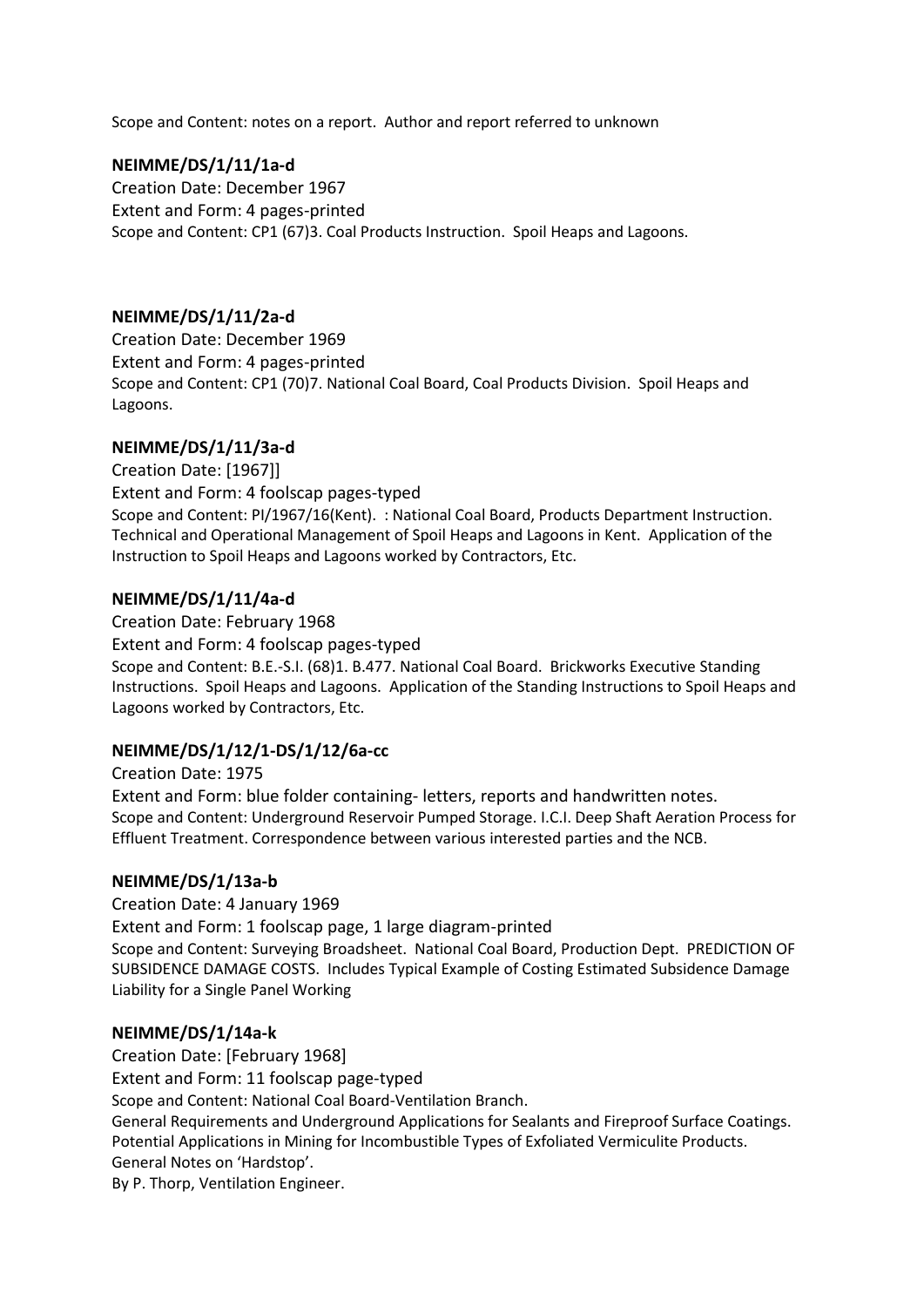Scope and Content: notes on a report. Author and report referred to unknown

**NEIMME/DS/1/11/1a-d**

Creation Date: December 1967

Extent and Form: 4 pages-printed

Scope and Content: CP1 (67)3. Coal Products Instruction. Spoil Heaps and Lagoons.

**NEIMME/DS/1/11/2a-d**

Creation Date: December 1969

Extent and Form: 4 pages-printed

Scope and Content: CP1 (70)7. National Coal Board, Coal Products Division. Spoil Heaps and Lagoons.

**NEIMME/DS/1/11/3a-d**

Creation Date: [1967]]

Extent and Form: 4 foolscap pages-typed

Scope and Content: PI/1967/16(Kent). : National Coal Board, Products Department Instruction. Technical and Operational Management of Spoil Heaps and Lagoons in Kent. Application of the Instruction to Spoil Heaps and Lagoons worked by Contractors, Etc.

**NEIMME/DS/1/11/4a-d**

Creation Date: February 1968

Extent and Form: 4 foolscap pages-typed

Scope and Content: B.E.-S.I. (68)1. B.477. National Coal Board. Brickworks Executive Standing Instructions. Spoil Heaps and Lagoons. Application of the Standing Instructions to Spoil Heaps and Lagoons worked by Contractors, Etc.

**NEIMME/DS/1/12/1-DS/1/12/6a-cc**

Creation Date: 1975

Extent and Form: blue folder containing- letters, reports and handwritten notes.

Scope and Content: Underground Reservoir Pumped Storage. I.C.I. Deep Shaft Aeration Process for Effluent Treatment. Correspondence between various interested parties and the NCB.

**NEIMME/DS/1/13a-b**

Creation Date: 4 January 1969

Extent and Form: 1 foolscap page, 1 large diagram-printed

Scope and Content: Surveying Broadsheet. National Coal Board, Production Dept. PREDICTION OF SUBSIDENCE DAMAGE COSTS. Includes Typical Example of Costing Estimated Subsidence Damage Liability for a Single Panel Working

**NEIMME/DS/1/14a-k**

Creation Date: [February 1968]

Extent and Form: 11 foolscap page-typed

Scope and Content: National Coal Board-Ventilation Branch.
General Requirements and Underground Applications for Sealants and Fireproof Surface Coatings.
Potential Applications in Mining for Incombustible Types of Exfoliated Vermiculite Products.
General Notes on 'Hardstop'.
By P. Thorp, Ventilation Engineer.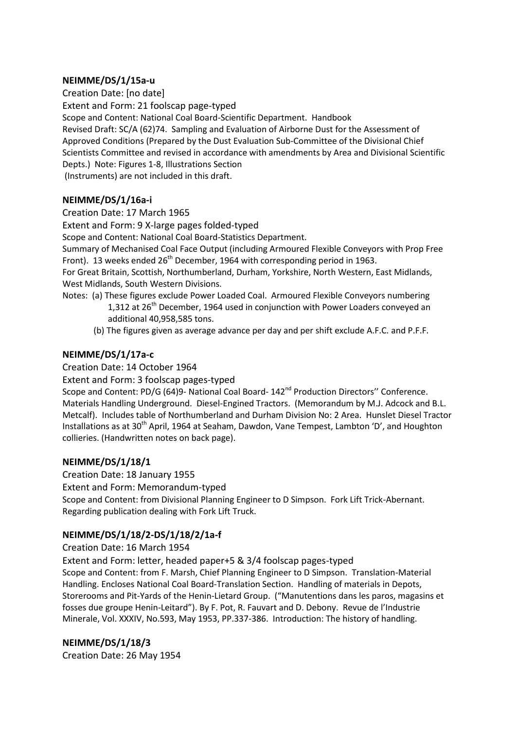**NEIMME/DS/1/15a-u**

Creation Date: [no date]

Extent and Form: 21 foolscap page-typed

Scope and Content: National Coal Board-Scientific Department. Handbook Revised Draft: SC/A (62)74. Sampling and Evaluation of Airborne Dust for the Assessment of Approved Conditions (Prepared by the Dust Evaluation Sub-Committee of the Divisional Chief Scientists Committee and revised in accordance with amendments by Area and Divisional Scientific Depts.) Note: Figures 1-8, Illustrations Section (Instruments) are not included in this draft.

**NEIMME/DS/1/16a-i**

Creation Date: 17 March 1965

Extent and Form: 9 X-large pages folded-typed

Scope and Content: National Coal Board-Statistics Department.

Summary of Mechanised Coal Face Output (including Armoured Flexible Conveyors with Prop Free Front). 13 weeks ended 26th December, 1964 with corresponding period in 1963.

For Great Britain, Scottish, Northumberland, Durham, Yorkshire, North Western, East Midlands, West Midlands, South Western Divisions.

Notes: (a) These figures exclude Power Loaded Coal. Armoured Flexible Conveyors numbering 1,312 at 26th December, 1964 used in conjunction with Power Loaders conveyed an additional 40,958,585 tons.

(b) The figures given as average advance per day and per shift exclude A.F.C. and P.F.F.

**NEIMME/DS/1/17a-c**

Creation Date: 14 October 1964

Extent and Form: 3 foolscap pages-typed

Scope and Content: PD/G (64)9- National Coal Board- 142nd Production Directors'' Conference. Materials Handling Underground. Diesel-Engined Tractors. (Memorandum by M.J. Adcock and B.L. Metcalf). Includes table of Northumberland and Durham Division No: 2 Area. Hunslet Diesel Tractor Installations as at 30th April, 1964 at Seaham, Dawdon, Vane Tempest, Lambton 'D', and Houghton collieries. (Handwritten notes on back page).

**NEIMME/DS/1/18/1**

Creation Date: 18 January 1955

Extent and Form: Memorandum-typed

Scope and Content: from Divisional Planning Engineer to D Simpson. Fork Lift Trick-Abernant. Regarding publication dealing with Fork Lift Truck.

**NEIMME/DS/1/18/2-DS/1/18/2/1a-f**

Creation Date: 16 March 1954

Extent and Form: letter, headed paper+5 & 3/4 foolscap pages-typed

Scope and Content: from F. Marsh, Chief Planning Engineer to D Simpson. Translation-Material Handling. Encloses National Coal Board-Translation Section. Handling of materials in Depots, Storerooms and Pit-Yards of the Henin-Lietard Group. ("Manutentions dans les paros, magasins et fosses due groupe Henin-Leitard"). By F. Pot, R. Fauvart and D. Debony. Revue de l'Industrie Minerale, Vol. XXXIV, No.593, May 1953, PP.337-386. Introduction: The history of handling.

**NEIMME/DS/1/18/3**

Creation Date: 26 May 1954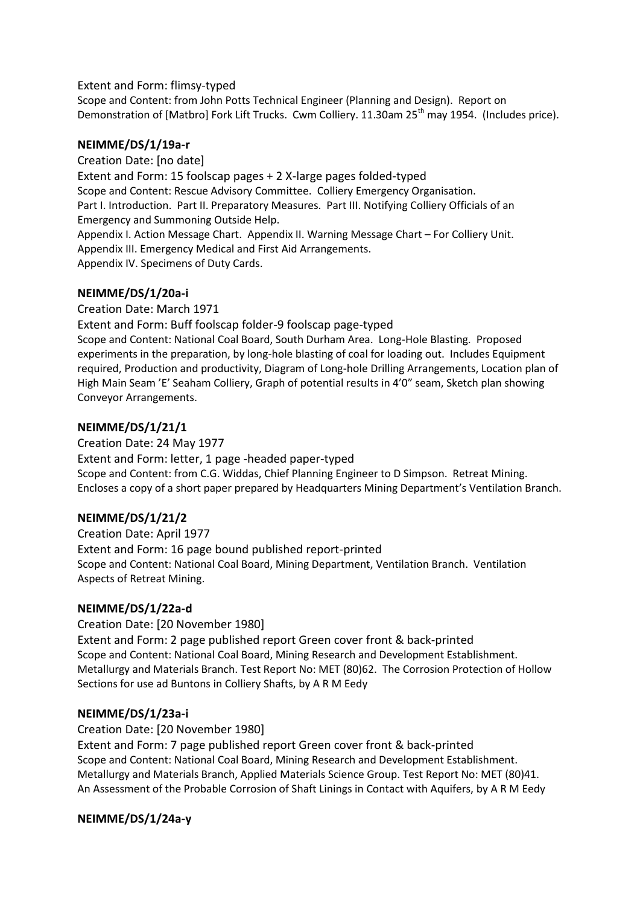Extent and Form: flimsy-typed

Scope and Content: from John Potts Technical Engineer (Planning and Design). Report on Demonstration of [Matbro] Fork Lift Trucks. Cwm Colliery. 11.30am 25th may 1954. (Includes price).

**NEIMME/DS/1/19a-r**

Creation Date: [no date]

Extent and Form: 15 foolscap pages + 2 X-large pages folded-typed

Scope and Content: Rescue Advisory Committee. Colliery Emergency Organisation.
Part I. Introduction. Part II. Preparatory Measures. Part III. Notifying Colliery Officials of an Emergency and Summoning Outside Help.
Appendix I. Action Message Chart. Appendix II. Warning Message Chart – For Colliery Unit.
Appendix III. Emergency Medical and First Aid Arrangements.
Appendix IV. Specimens of Duty Cards.

**NEIMME/DS/1/20a-i**

Creation Date: March 1971

Extent and Form: Buff foolscap folder-9 foolscap page-typed

Scope and Content: National Coal Board, South Durham Area. Long-Hole Blasting. Proposed experiments in the preparation, by long-hole blasting of coal for loading out. Includes Equipment required, Production and productivity, Diagram of Long-hole Drilling Arrangements, Location plan of High Main Seam 'E' Seaham Colliery, Graph of potential results in 4'0" seam, Sketch plan showing Conveyor Arrangements.

**NEIMME/DS/1/21/1**

Creation Date: 24 May 1977

Extent and Form: letter, 1 page -headed paper-typed

Scope and Content: from C.G. Widdas, Chief Planning Engineer to D Simpson. Retreat Mining. Encloses a copy of a short paper prepared by Headquarters Mining Department's Ventilation Branch.

**NEIMME/DS/1/21/2**

Creation Date: April 1977

Extent and Form: 16 page bound published report-printed

Scope and Content: National Coal Board, Mining Department, Ventilation Branch. Ventilation Aspects of Retreat Mining.

**NEIMME/DS/1/22a-d**

Creation Date: [20 November 1980]

Extent and Form: 2 page published report Green cover front & back-printed

Scope and Content: National Coal Board, Mining Research and Development Establishment. Metallurgy and Materials Branch. Test Report No: MET (80)62. The Corrosion Protection of Hollow Sections for use ad Buntons in Colliery Shafts, by A R M Eedy

**NEIMME/DS/1/23a-i**

Creation Date: [20 November 1980]

Extent and Form: 7 page published report Green cover front & back-printed

Scope and Content: National Coal Board, Mining Research and Development Establishment. Metallurgy and Materials Branch, Applied Materials Science Group. Test Report No: MET (80)41. An Assessment of the Probable Corrosion of Shaft Linings in Contact with Aquifers, by A R M Eedy

**NEIMME/DS/1/24a-y**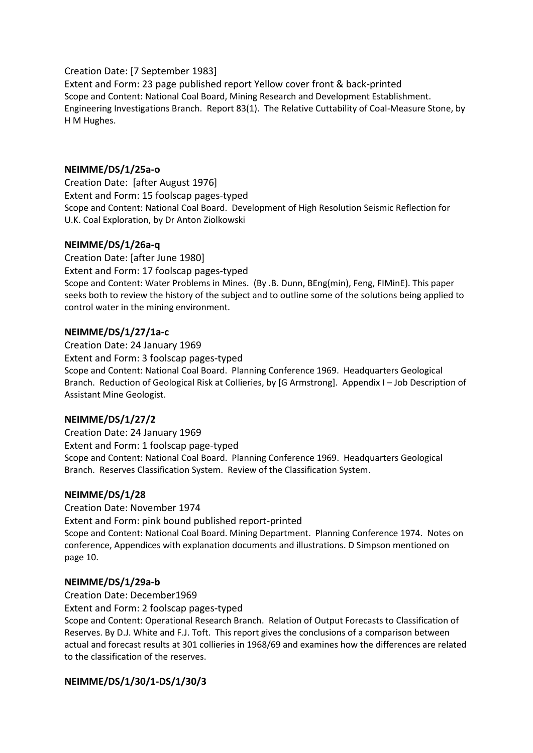Creation Date: [7 September 1983]
Extent and Form: 23 page published report Yellow cover front & back-printed
Scope and Content: National Coal Board, Mining Research and Development Establishment. Engineering Investigations Branch. Report 83(1). The Relative Cuttability of Coal-Measure Stone, by H M Hughes.

**NEIMME/DS/1/25a-o**

Creation Date: [after August 1976]
Extent and Form: 15 foolscap pages-typed
Scope and Content: National Coal Board. Development of High Resolution Seismic Reflection for U.K. Coal Exploration, by Dr Anton Ziolkowski

**NEIMME/DS/1/26a-q**

Creation Date: [after June 1980]
Extent and Form: 17 foolscap pages-typed
Scope and Content: Water Problems in Mines. (By .B. Dunn, BEng(min), Feng, FIMinE). This paper seeks both to review the history of the subject and to outline some of the solutions being applied to control water in the mining environment.

**NEIMME/DS/1/27/1a-c**

Creation Date: 24 January 1969
Extent and Form: 3 foolscap pages-typed
Scope and Content: National Coal Board. Planning Conference 1969. Headquarters Geological Branch. Reduction of Geological Risk at Collieries, by [G Armstrong]. Appendix I – Job Description of Assistant Mine Geologist.

**NEIMME/DS/1/27/2**

Creation Date: 24 January 1969
Extent and Form: 1 foolscap page-typed
Scope and Content: National Coal Board. Planning Conference 1969. Headquarters Geological Branch. Reserves Classification System. Review of the Classification System.

**NEIMME/DS/1/28**

Creation Date: November 1974
Extent and Form: pink bound published report-printed
Scope and Content: National Coal Board. Mining Department. Planning Conference 1974. Notes on conference, Appendices with explanation documents and illustrations. D Simpson mentioned on page 10.

**NEIMME/DS/1/29a-b**

Creation Date: December1969
Extent and Form: 2 foolscap pages-typed
Scope and Content: Operational Research Branch. Relation of Output Forecasts to Classification of Reserves. By D.J. White and F.J. Toft. This report gives the conclusions of a comparison between actual and forecast results at 301 collieries in 1968/69 and examines how the differences are related to the classification of the reserves.

**NEIMME/DS/1/30/1-DS/1/30/3**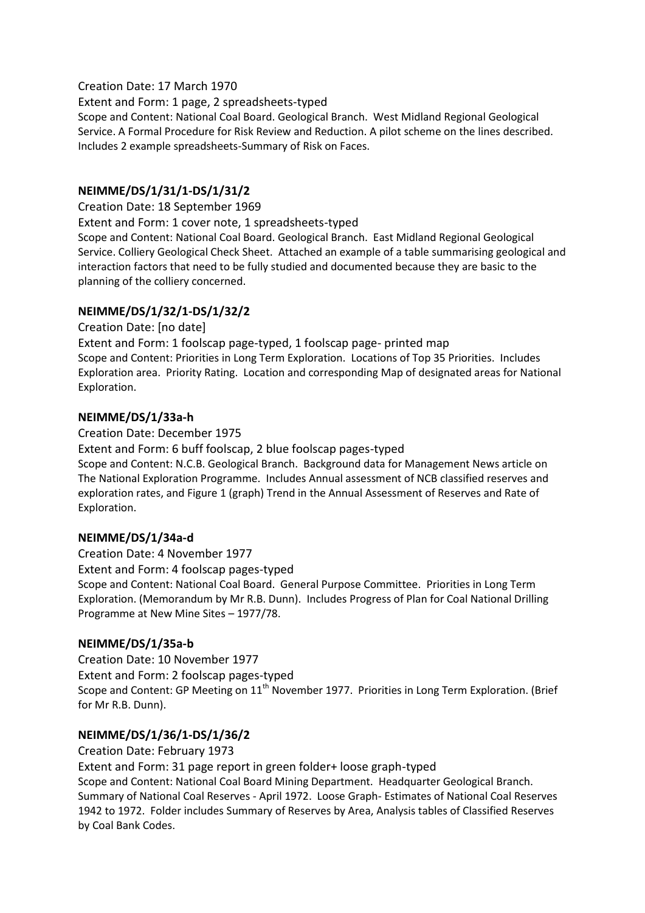Creation Date: 17 March 1970

Extent and Form: 1 page, 2 spreadsheets-typed

Scope and Content: National Coal Board. Geological Branch. West Midland Regional Geological Service. A Formal Procedure for Risk Review and Reduction. A pilot scheme on the lines described. Includes 2 example spreadsheets-Summary of Risk on Faces.

**NEIMME/DS/1/31/1-DS/1/31/2**

Creation Date: 18 September 1969

Extent and Form: 1 cover note, 1 spreadsheets-typed

Scope and Content: National Coal Board. Geological Branch. East Midland Regional Geological Service. Colliery Geological Check Sheet. Attached an example of a table summarising geological and interaction factors that need to be fully studied and documented because they are basic to the planning of the colliery concerned.

**NEIMME/DS/1/32/1-DS/1/32/2**

Creation Date: [no date]

Extent and Form: 1 foolscap page-typed, 1 foolscap page- printed map

Scope and Content: Priorities in Long Term Exploration. Locations of Top 35 Priorities. Includes Exploration area. Priority Rating. Location and corresponding Map of designated areas for National Exploration.

**NEIMME/DS/1/33a-h**

Creation Date: December 1975

Extent and Form: 6 buff foolscap, 2 blue foolscap pages-typed

Scope and Content: N.C.B. Geological Branch. Background data for Management News article on The National Exploration Programme. Includes Annual assessment of NCB classified reserves and exploration rates, and Figure 1 (graph) Trend in the Annual Assessment of Reserves and Rate of Exploration.

**NEIMME/DS/1/34a-d**

Creation Date: 4 November 1977

Extent and Form: 4 foolscap pages-typed

Scope and Content: National Coal Board. General Purpose Committee. Priorities in Long Term Exploration. (Memorandum by Mr R.B. Dunn). Includes Progress of Plan for Coal National Drilling Programme at New Mine Sites – 1977/78.

**NEIMME/DS/1/35a-b**

Creation Date: 10 November 1977

Extent and Form: 2 foolscap pages-typed

Scope and Content: GP Meeting on 11th November 1977. Priorities in Long Term Exploration. (Brief for Mr R.B. Dunn).

**NEIMME/DS/1/36/1-DS/1/36/2**

Creation Date: February 1973

Extent and Form: 31 page report in green folder+ loose graph-typed

Scope and Content: National Coal Board Mining Department. Headquarter Geological Branch. Summary of National Coal Reserves - April 1972. Loose Graph- Estimates of National Coal Reserves 1942 to 1972. Folder includes Summary of Reserves by Area, Analysis tables of Classified Reserves by Coal Bank Codes.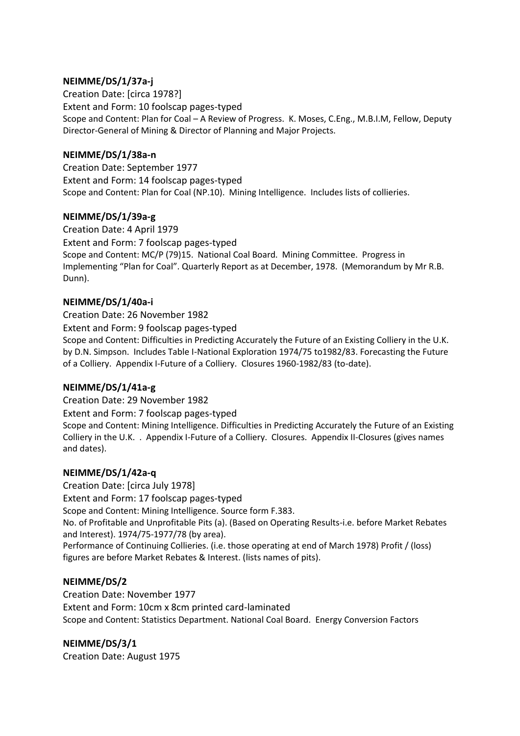**NEIMME/DS/1/37a-j**

Creation Date: [circa 1978?]

Extent and Form: 10 foolscap pages-typed

Scope and Content: Plan for Coal – A Review of Progress. K. Moses, C.Eng., M.B.I.M, Fellow, Deputy Director-General of Mining & Director of Planning and Major Projects.

**NEIMME/DS/1/38a-n**

Creation Date: September 1977

Extent and Form: 14 foolscap pages-typed

Scope and Content: Plan for Coal (NP.10). Mining Intelligence. Includes lists of collieries.

**NEIMME/DS/1/39a-g**

Creation Date: 4 April 1979

Extent and Form: 7 foolscap pages-typed

Scope and Content: MC/P (79)15. National Coal Board. Mining Committee. Progress in Implementing "Plan for Coal". Quarterly Report as at December, 1978. (Memorandum by Mr R.B. Dunn).

**NEIMME/DS/1/40a-i**

Creation Date: 26 November 1982

Extent and Form: 9 foolscap pages-typed

Scope and Content: Difficulties in Predicting Accurately the Future of an Existing Colliery in the U.K. by D.N. Simpson. Includes Table I-National Exploration 1974/75 to1982/83. Forecasting the Future of a Colliery. Appendix I-Future of a Colliery. Closures 1960-1982/83 (to-date).

**NEIMME/DS/1/41a-g**

Creation Date: 29 November 1982

Extent and Form: 7 foolscap pages-typed

Scope and Content: Mining Intelligence. Difficulties in Predicting Accurately the Future of an Existing Colliery in the U.K. . Appendix I-Future of a Colliery. Closures. Appendix II-Closures (gives names and dates).

**NEIMME/DS/1/42a-q**

Creation Date: [circa July 1978]

Extent and Form: 17 foolscap pages-typed

Scope and Content: Mining Intelligence. Source form F.383.

No. of Profitable and Unprofitable Pits (a). (Based on Operating Results-i.e. before Market Rebates and Interest). 1974/75-1977/78 (by area).

Performance of Continuing Collieries. (i.e. those operating at end of March 1978) Profit / (loss) figures are before Market Rebates & Interest. (lists names of pits).

**NEIMME/DS/2**

Creation Date: November 1977

Extent and Form: 10cm x 8cm printed card-laminated

Scope and Content: Statistics Department. National Coal Board. Energy Conversion Factors

**NEIMME/DS/3/1**

Creation Date: August 1975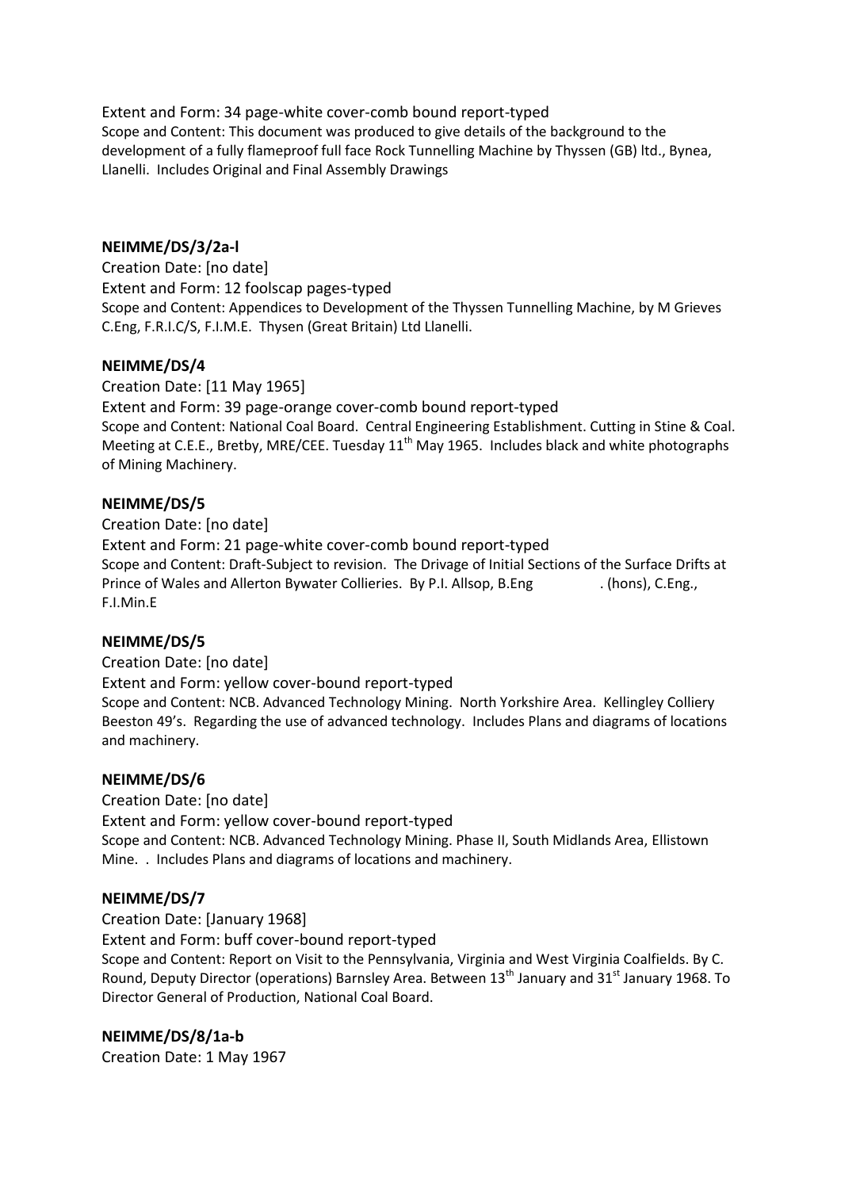Extent and Form: 34 page-white cover-comb bound report-typed
Scope and Content: This document was produced to give details of the background to the development of a fully flameproof full face Rock Tunnelling Machine by Thyssen (GB) ltd., Bynea, Llanelli. Includes Original and Final Assembly Drawings

**NEIMME/DS/3/2a-l**

Creation Date: [no date]
Extent and Form: 12 foolscap pages-typed
Scope and Content: Appendices to Development of the Thyssen Tunnelling Machine, by M Grieves C.Eng, F.R.I.C/S, F.I.M.E. Thysen (Great Britain) Ltd Llanelli.

**NEIMME/DS/4**

Creation Date: [11 May 1965]
Extent and Form: 39 page-orange cover-comb bound report-typed
Scope and Content: National Coal Board. Central Engineering Establishment. Cutting in Stine & Coal. Meeting at C.E.E., Bretby, MRE/CEE. Tuesday 11th May 1965. Includes black and white photographs of Mining Machinery.

**NEIMME/DS/5**

Creation Date: [no date]
Extent and Form: 21 page-white cover-comb bound report-typed
Scope and Content: Draft-Subject to revision. The Drivage of Initial Sections of the Surface Drifts at Prince of Wales and Allerton Bywater Collieries. By P.I. Allsop, B.Eng . (hons), C.Eng., F.I.Min.E

**NEIMME/DS/5**

Creation Date: [no date]
Extent and Form: yellow cover-bound report-typed
Scope and Content: NCB. Advanced Technology Mining. North Yorkshire Area. Kellingley Colliery Beeston 49's. Regarding the use of advanced technology. Includes Plans and diagrams of locations and machinery.

**NEIMME/DS/6**

Creation Date: [no date]
Extent and Form: yellow cover-bound report-typed
Scope and Content: NCB. Advanced Technology Mining. Phase II, South Midlands Area, Ellistown Mine. . Includes Plans and diagrams of locations and machinery.

**NEIMME/DS/7**

Creation Date: [January 1968]
Extent and Form: buff cover-bound report-typed
Scope and Content: Report on Visit to the Pennsylvania, Virginia and West Virginia Coalfields. By C. Round, Deputy Director (operations) Barnsley Area. Between 13th January and 31st January 1968. To Director General of Production, National Coal Board.

**NEIMME/DS/8/1a-b**

Creation Date: 1 May 1967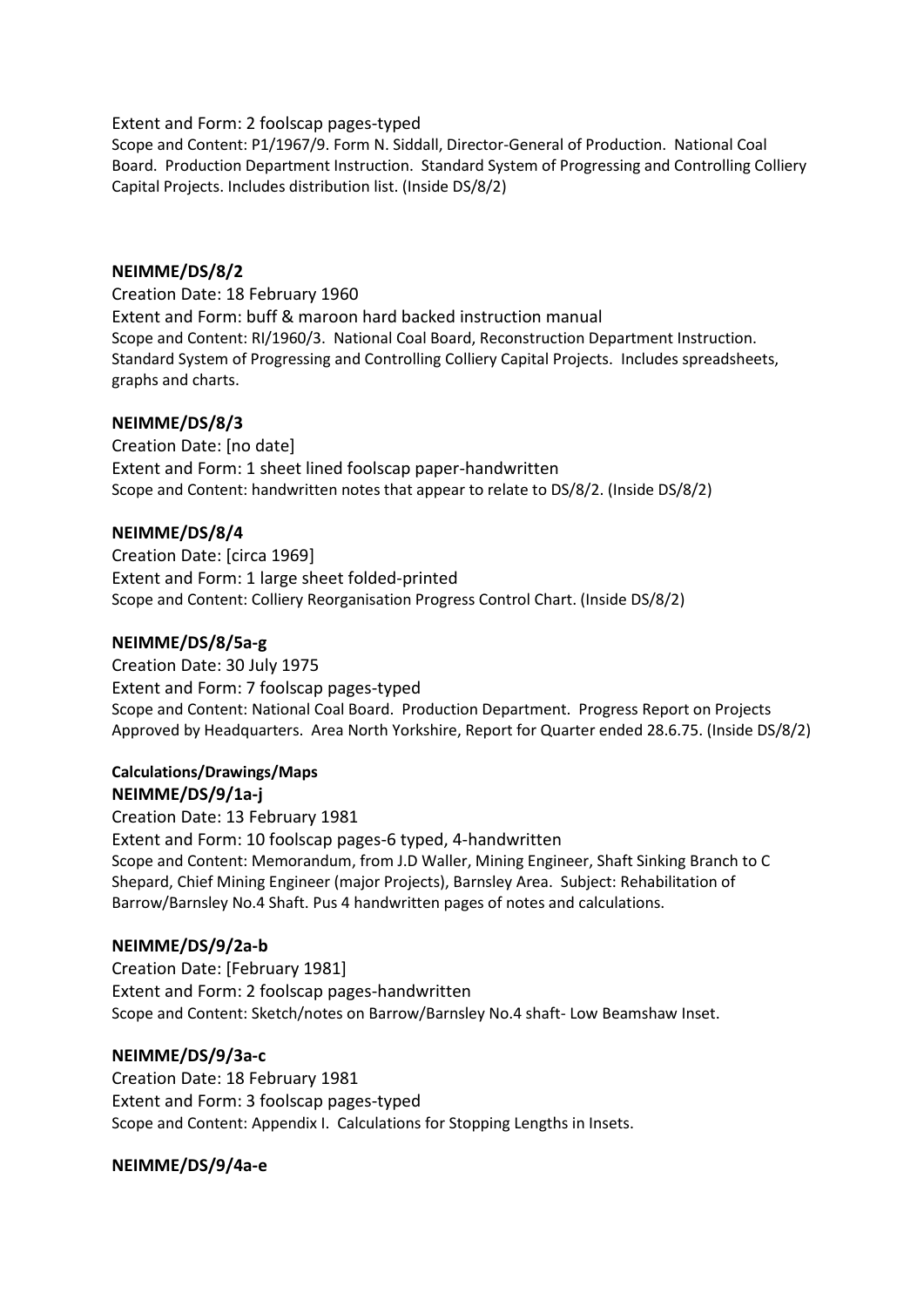Extent and Form: 2 foolscap pages-typed

Scope and Content: P1/1967/9. Form N. Siddall, Director-General of Production. National Coal Board. Production Department Instruction. Standard System of Progressing and Controlling Colliery Capital Projects. Includes distribution list. (Inside DS/8/2)

**NEIMME/DS/8/2**

Creation Date: 18 February 1960

Extent and Form: buff & maroon hard backed instruction manual

Scope and Content: RI/1960/3. National Coal Board, Reconstruction Department Instruction. Standard System of Progressing and Controlling Colliery Capital Projects. Includes spreadsheets, graphs and charts.

**NEIMME/DS/8/3**

Creation Date: [no date]

Extent and Form: 1 sheet lined foolscap paper-handwritten

Scope and Content: handwritten notes that appear to relate to DS/8/2. (Inside DS/8/2)

**NEIMME/DS/8/4**

Creation Date: [circa 1969]

Extent and Form: 1 large sheet folded-printed

Scope and Content: Colliery Reorganisation Progress Control Chart. (Inside DS/8/2)

**NEIMME/DS/8/5a-g**

Creation Date: 30 July 1975

Extent and Form: 7 foolscap pages-typed

Scope and Content: National Coal Board. Production Department. Progress Report on Projects Approved by Headquarters. Area North Yorkshire, Report for Quarter ended 28.6.75. (Inside DS/8/2)

**Calculations/Drawings/Maps**

**NEIMME/DS/9/1a-j**

Creation Date: 13 February 1981

Extent and Form: 10 foolscap pages-6 typed, 4-handwritten

Scope and Content: Memorandum, from J.D Waller, Mining Engineer, Shaft Sinking Branch to C Shepard, Chief Mining Engineer (major Projects), Barnsley Area. Subject: Rehabilitation of Barrow/Barnsley No.4 Shaft. Pus 4 handwritten pages of notes and calculations.

**NEIMME/DS/9/2a-b**

Creation Date: [February 1981]

Extent and Form: 2 foolscap pages-handwritten

Scope and Content: Sketch/notes on Barrow/Barnsley No.4 shaft- Low Beamshaw Inset.

**NEIMME/DS/9/3a-c**

Creation Date: 18 February 1981

Extent and Form: 3 foolscap pages-typed

Scope and Content: Appendix I. Calculations for Stopping Lengths in Insets.

**NEIMME/DS/9/4a-e**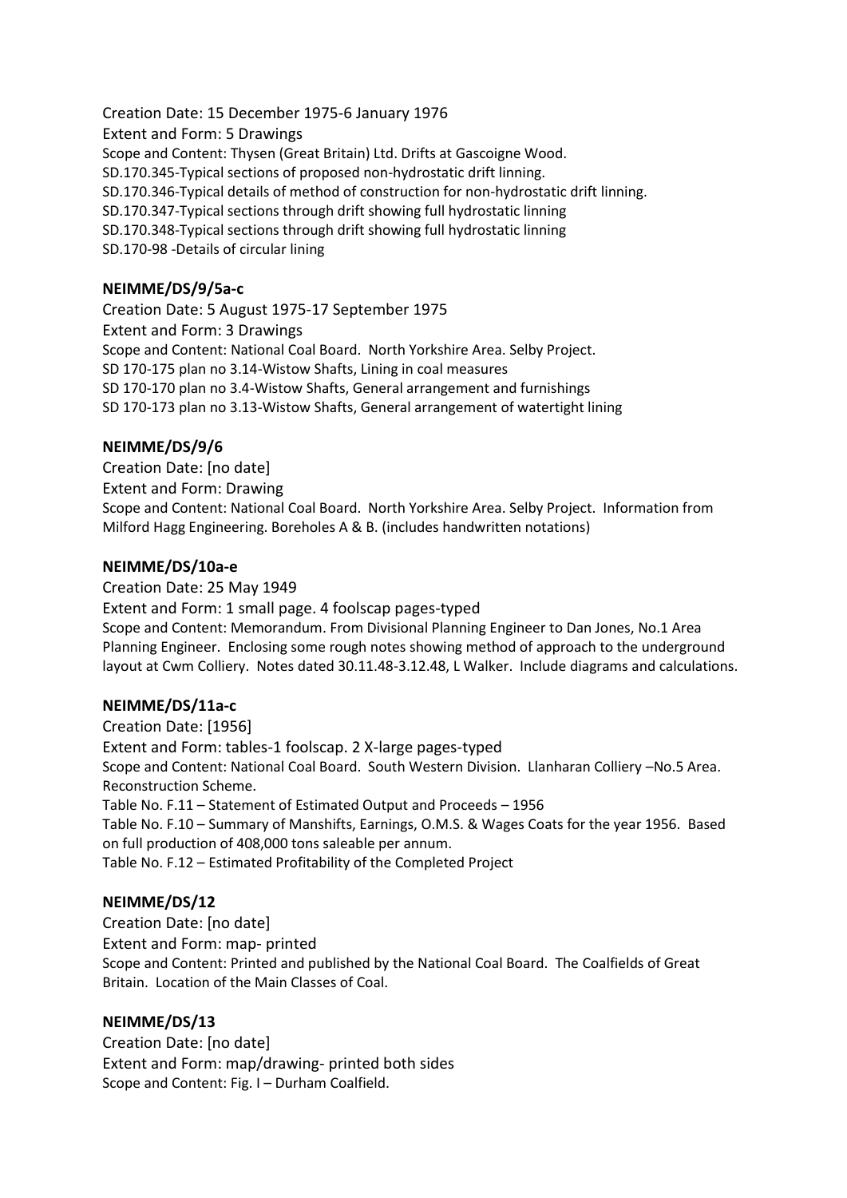Creation Date: 15 December 1975-6 January 1976
Extent and Form: 5 Drawings
Scope and Content: Thysen (Great Britain) Ltd. Drifts at Gascoigne Wood.
SD.170.345-Typical sections of proposed non-hydrostatic drift linning.
SD.170.346-Typical details of method of construction for non-hydrostatic drift linning.
SD.170.347-Typical sections through drift showing full hydrostatic linning
SD.170.348-Typical sections through drift showing full hydrostatic linning
SD.170-98 -Details of circular lining

**NEIMME/DS/9/5a-c**

Creation Date: 5 August 1975-17 September 1975
Extent and Form: 3 Drawings
Scope and Content: National Coal Board. North Yorkshire Area. Selby Project.
SD 170-175 plan no 3.14-Wistow Shafts, Lining in coal measures
SD 170-170 plan no 3.4-Wistow Shafts, General arrangement and furnishings
SD 170-173 plan no 3.13-Wistow Shafts, General arrangement of watertight lining

**NEIMME/DS/9/6**

Creation Date: [no date]
Extent and Form: Drawing
Scope and Content: National Coal Board. North Yorkshire Area. Selby Project. Information from Milford Hagg Engineering. Boreholes A & B. (includes handwritten notations)

**NEIMME/DS/10a-e**

Creation Date: 25 May 1949
Extent and Form: 1 small page. 4 foolscap pages-typed
Scope and Content: Memorandum. From Divisional Planning Engineer to Dan Jones, No.1 Area Planning Engineer. Enclosing some rough notes showing method of approach to the underground layout at Cwm Colliery. Notes dated 30.11.48-3.12.48, L Walker. Include diagrams and calculations.

**NEIMME/DS/11a-c**

Creation Date: [1956]
Extent and Form: tables-1 foolscap. 2 X-large pages-typed
Scope and Content: National Coal Board. South Western Division. Llanharan Colliery –No.5 Area. Reconstruction Scheme.
Table No. F.11 – Statement of Estimated Output and Proceeds – 1956
Table No. F.10 – Summary of Manshifts, Earnings, O.M.S. & Wages Coats for the year 1956. Based on full production of 408,000 tons saleable per annum.
Table No. F.12 – Estimated Profitability of the Completed Project

**NEIMME/DS/12**

Creation Date: [no date]
Extent and Form: map- printed
Scope and Content: Printed and published by the National Coal Board. The Coalfields of Great Britain. Location of the Main Classes of Coal.

**NEIMME/DS/13**

Creation Date: [no date]
Extent and Form: map/drawing- printed both sides
Scope and Content: Fig. I – Durham Coalfield.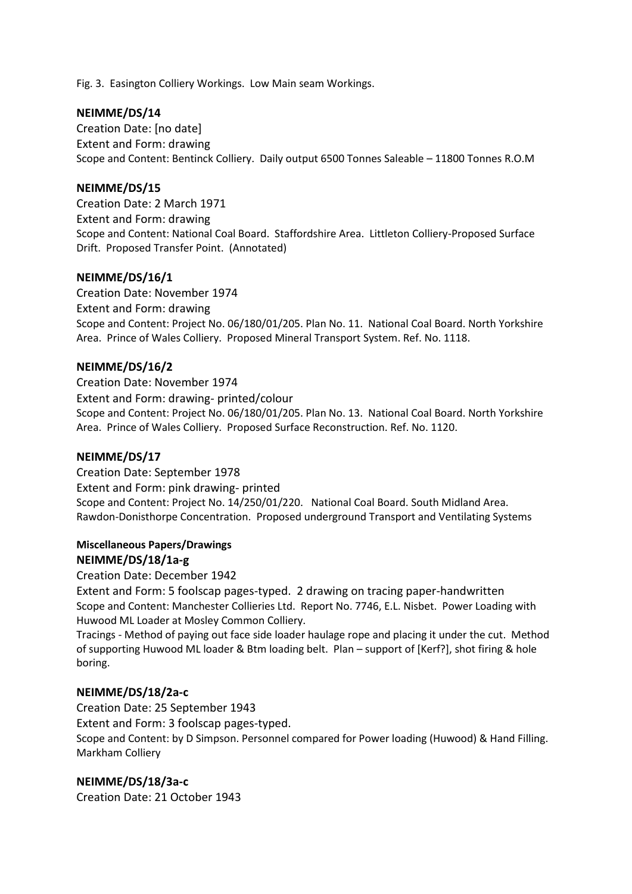Fig. 3. Easington Colliery Workings. Low Main seam Workings.

**NEIMME/DS/14**

Creation Date: [no date]
Extent and Form: drawing
Scope and Content: Bentinck Colliery. Daily output 6500 Tonnes Saleable – 11800 Tonnes R.O.M

**NEIMME/DS/15**

Creation Date: 2 March 1971
Extent and Form: drawing
Scope and Content: National Coal Board. Staffordshire Area. Littleton Colliery-Proposed Surface Drift. Proposed Transfer Point. (Annotated)

**NEIMME/DS/16/1**

Creation Date: November 1974
Extent and Form: drawing
Scope and Content: Project No. 06/180/01/205. Plan No. 11. National Coal Board. North Yorkshire Area. Prince of Wales Colliery. Proposed Mineral Transport System. Ref. No. 1118.

**NEIMME/DS/16/2**

Creation Date: November 1974
Extent and Form: drawing- printed/colour
Scope and Content: Project No. 06/180/01/205. Plan No. 13. National Coal Board. North Yorkshire Area. Prince of Wales Colliery. Proposed Surface Reconstruction. Ref. No. 1120.

**NEIMME/DS/17**

Creation Date: September 1978
Extent and Form: pink drawing- printed
Scope and Content: Project No. 14/250/01/220. National Coal Board. South Midland Area. Rawdon-Donisthorpe Concentration. Proposed underground Transport and Ventilating Systems

**Miscellaneous Papers/Drawings**

**NEIMME/DS/18/1a-g**

Creation Date: December 1942
Extent and Form: 5 foolscap pages-typed. 2 drawing on tracing paper-handwritten
Scope and Content: Manchester Collieries Ltd. Report No. 7746, E.L. Nisbet. Power Loading with Huwood ML Loader at Mosley Common Colliery.
Tracings - Method of paying out face side loader haulage rope and placing it under the cut. Method of supporting Huwood ML loader & Btm loading belt. Plan – support of [Kerf?], shot firing & hole boring.

**NEIMME/DS/18/2a-c**

Creation Date: 25 September 1943
Extent and Form: 3 foolscap pages-typed.
Scope and Content: by D Simpson. Personnel compared for Power loading (Huwood) & Hand Filling. Markham Colliery

**NEIMME/DS/18/3a-c**

Creation Date: 21 October 1943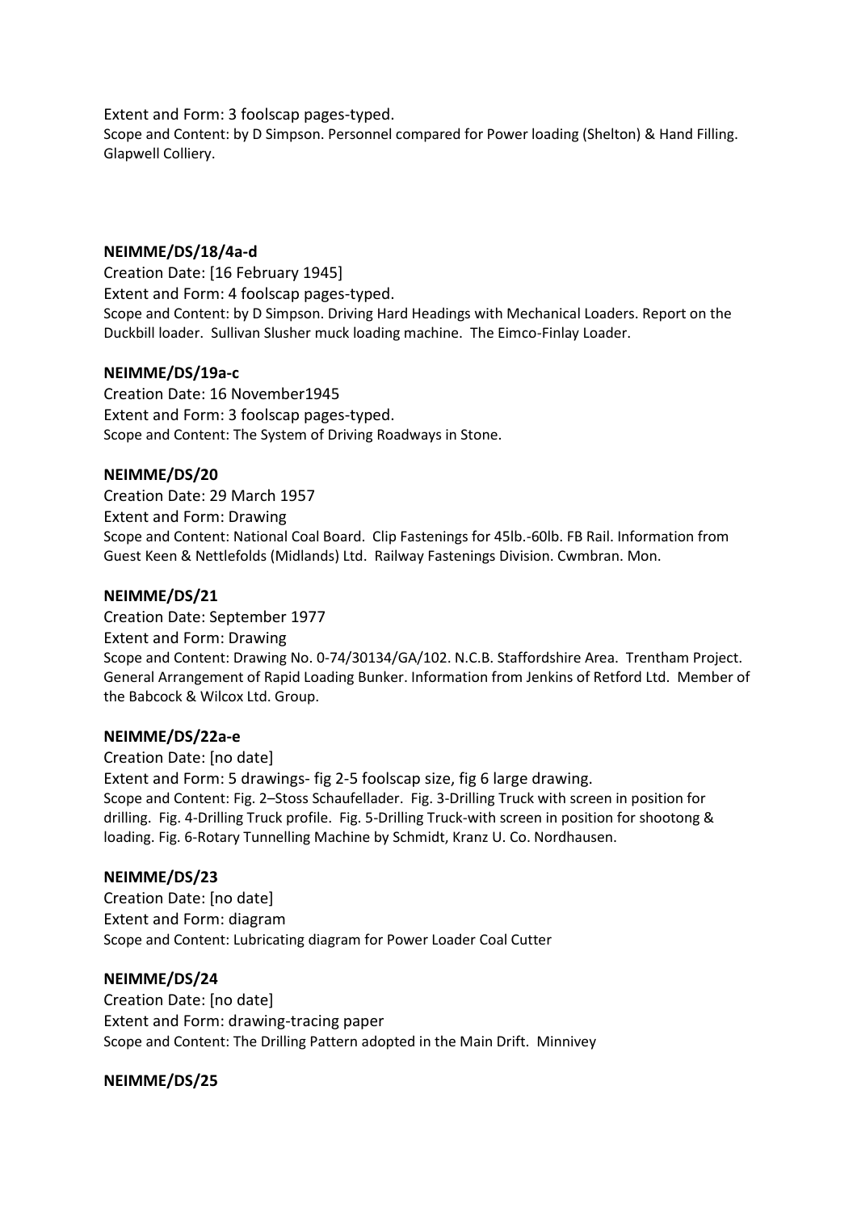Extent and Form: 3 foolscap pages-typed.

Scope and Content: by D Simpson. Personnel compared for Power loading (Shelton) & Hand Filling. Glapwell Colliery.

**NEIMME/DS/18/4a-d**

Creation Date: [16 February 1945]

Extent and Form: 4 foolscap pages-typed.

Scope and Content: by D Simpson. Driving Hard Headings with Mechanical Loaders. Report on the Duckbill loader. Sullivan Slusher muck loading machine. The Eimco-Finlay Loader.

**NEIMME/DS/19a-c**

Creation Date: 16 November1945

Extent and Form: 3 foolscap pages-typed.

Scope and Content: The System of Driving Roadways in Stone.

**NEIMME/DS/20**

Creation Date: 29 March 1957

Extent and Form: Drawing

Scope and Content: National Coal Board. Clip Fastenings for 45lb.-60lb. FB Rail. Information from Guest Keen & Nettlefolds (Midlands) Ltd. Railway Fastenings Division. Cwmbran. Mon.

**NEIMME/DS/21**

Creation Date: September 1977

Extent and Form: Drawing

Scope and Content: Drawing No. 0-74/30134/GA/102. N.C.B. Staffordshire Area. Trentham Project. General Arrangement of Rapid Loading Bunker. Information from Jenkins of Retford Ltd. Member of the Babcock & Wilcox Ltd. Group.

**NEIMME/DS/22a-e**

Creation Date: [no date]

Extent and Form: 5 drawings- fig 2-5 foolscap size, fig 6 large drawing.

Scope and Content: Fig. 2–Stoss Schaufellader. Fig. 3-Drilling Truck with screen in position for drilling. Fig. 4-Drilling Truck profile. Fig. 5-Drilling Truck-with screen in position for shootong & loading. Fig. 6-Rotary Tunnelling Machine by Schmidt, Kranz U. Co. Nordhausen.

**NEIMME/DS/23**

Creation Date: [no date]

Extent and Form: diagram

Scope and Content: Lubricating diagram for Power Loader Coal Cutter

**NEIMME/DS/24**

Creation Date: [no date]

Extent and Form: drawing-tracing paper

Scope and Content: The Drilling Pattern adopted in the Main Drift. Minnivey

**NEIMME/DS/25**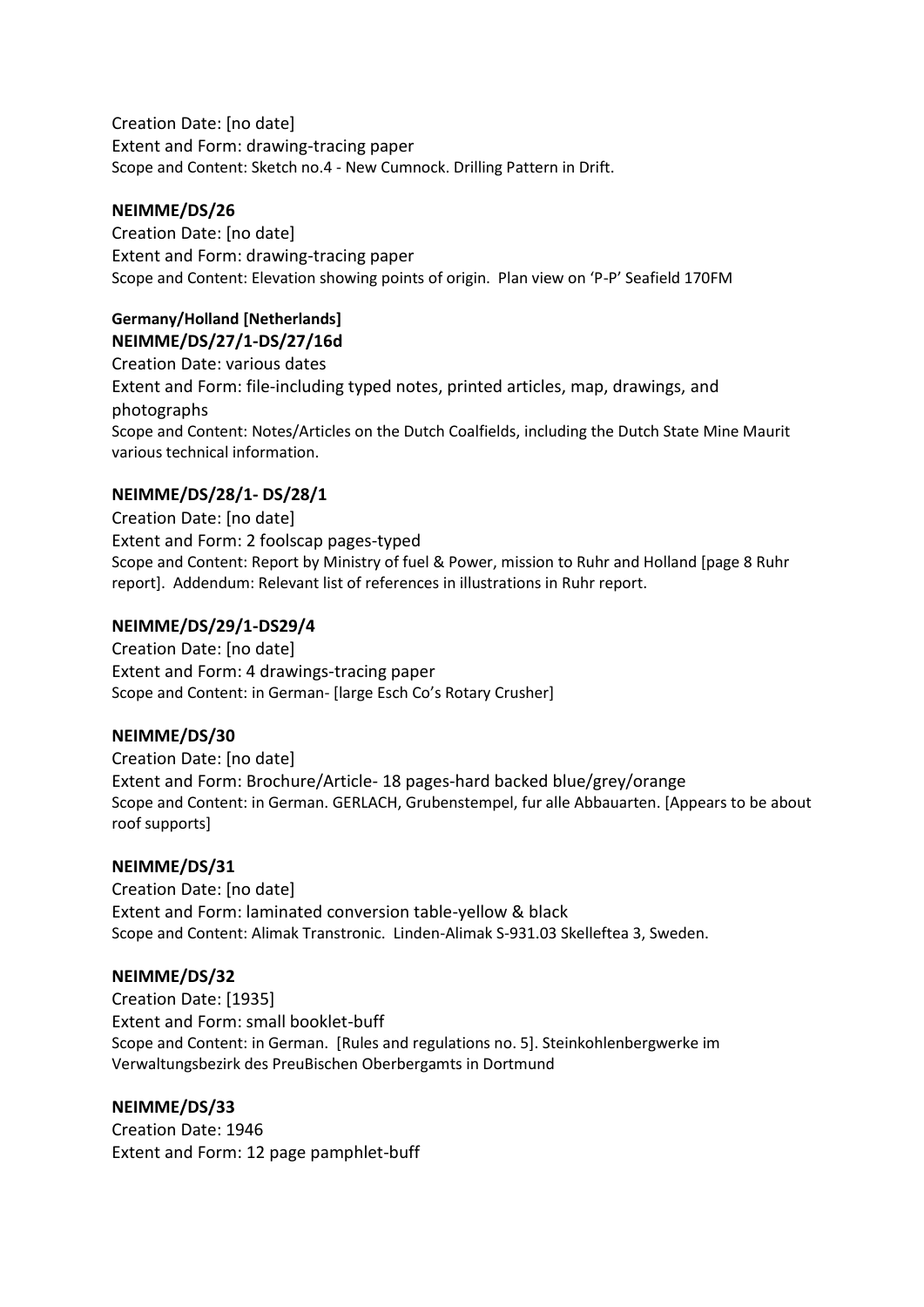Creation Date: [no date]
Extent and Form: drawing-tracing paper
Scope and Content: Sketch no.4 - New Cumnock. Drilling Pattern in Drift.

**NEIMME/DS/26**

Creation Date: [no date]
Extent and Form: drawing-tracing paper
Scope and Content: Elevation showing points of origin. Plan view on 'P-P' Seafield 170FM

**Germany/Holland [Netherlands]**

**NEIMME/DS/27/1-DS/27/16d**

Creation Date: various dates
Extent and Form: file-including typed notes, printed articles, map, drawings, and photographs
Scope and Content: Notes/Articles on the Dutch Coalfields, including the Dutch State Mine Maurit various technical information.

**NEIMME/DS/28/1- DS/28/1**

Creation Date: [no date]
Extent and Form: 2 foolscap pages-typed
Scope and Content: Report by Ministry of fuel & Power, mission to Ruhr and Holland [page 8 Ruhr report]. Addendum: Relevant list of references in illustrations in Ruhr report.

**NEIMME/DS/29/1-DS29/4**

Creation Date: [no date]
Extent and Form: 4 drawings-tracing paper
Scope and Content: in German- [large Esch Co's Rotary Crusher]

**NEIMME/DS/30**

Creation Date: [no date]
Extent and Form: Brochure/Article- 18 pages-hard backed blue/grey/orange
Scope and Content: in German. GERLACH, Grubenstempel, fur alle Abbauarten. [Appears to be about roof supports]

**NEIMME/DS/31**

Creation Date: [no date]
Extent and Form: laminated conversion table-yellow & black
Scope and Content: Alimak Transtronic. Linden-Alimak S-931.03 Skelleftea 3, Sweden.

**NEIMME/DS/32**

Creation Date: [1935]
Extent and Form: small booklet-buff
Scope and Content: in German. [Rules and regulations no. 5]. Steinkohlenbergwerke im Verwaltungsbezirk des PreuBischen Oberbergamts in Dortmund

**NEIMME/DS/33**

Creation Date: 1946
Extent and Form: 12 page pamphlet-buff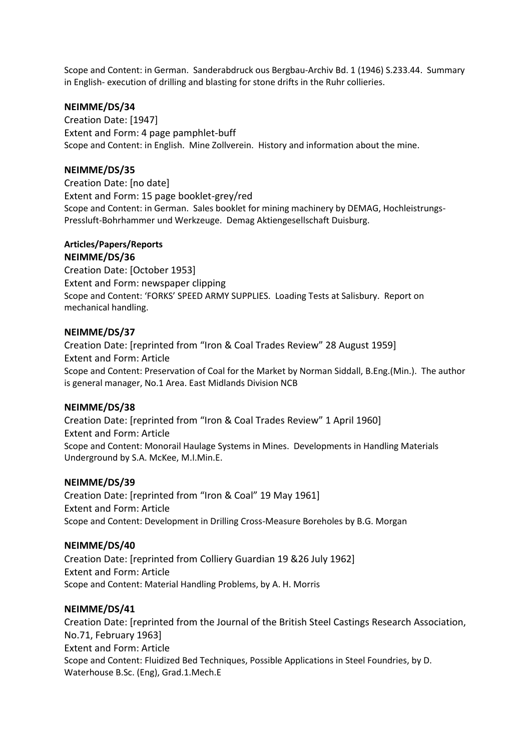Scope and Content: in German. Sanderabdruck ous Bergbau-Archiv Bd. 1 (1946) S.233.44. Summary in English- execution of drilling and blasting for stone drifts in the Ruhr collieries.

**NEIMME/DS/34**

Creation Date: [1947]
Extent and Form: 4 page pamphlet-buff
Scope and Content: in English. Mine Zollverein. History and information about the mine.

**NEIMME/DS/35**

Creation Date: [no date]
Extent and Form: 15 page booklet-grey/red
Scope and Content: in German. Sales booklet for mining machinery by DEMAG, Hochleistrungs-Pressluft-Bohrhammer und Werkzeuge. Demag Aktiengesellschaft Duisburg.

**Articles/Papers/Reports**

**NEIMME/DS/36**

Creation Date: [October 1953]
Extent and Form: newspaper clipping
Scope and Content: 'FORKS' SPEED ARMY SUPPLIES. Loading Tests at Salisbury. Report on mechanical handling.

**NEIMME/DS/37**

Creation Date: [reprinted from "Iron & Coal Trades Review" 28 August 1959]
Extent and Form: Article
Scope and Content: Preservation of Coal for the Market by Norman Siddall, B.Eng.(Min.). The author is general manager, No.1 Area. East Midlands Division NCB

**NEIMME/DS/38**

Creation Date: [reprinted from "Iron & Coal Trades Review" 1 April 1960]
Extent and Form: Article
Scope and Content: Monorail Haulage Systems in Mines. Developments in Handling Materials Underground by S.A. McKee, M.I.Min.E.

**NEIMME/DS/39**

Creation Date: [reprinted from "Iron & Coal" 19 May 1961]
Extent and Form: Article
Scope and Content: Development in Drilling Cross-Measure Boreholes by B.G. Morgan

**NEIMME/DS/40**

Creation Date: [reprinted from Colliery Guardian 19 &26 July 1962]
Extent and Form: Article
Scope and Content: Material Handling Problems, by A. H. Morris

**NEIMME/DS/41**

Creation Date: [reprinted from the Journal of the British Steel Castings Research Association, No.71, February 1963]
Extent and Form: Article
Scope and Content: Fluidized Bed Techniques, Possible Applications in Steel Foundries, by D. Waterhouse B.Sc. (Eng), Grad.1.Mech.E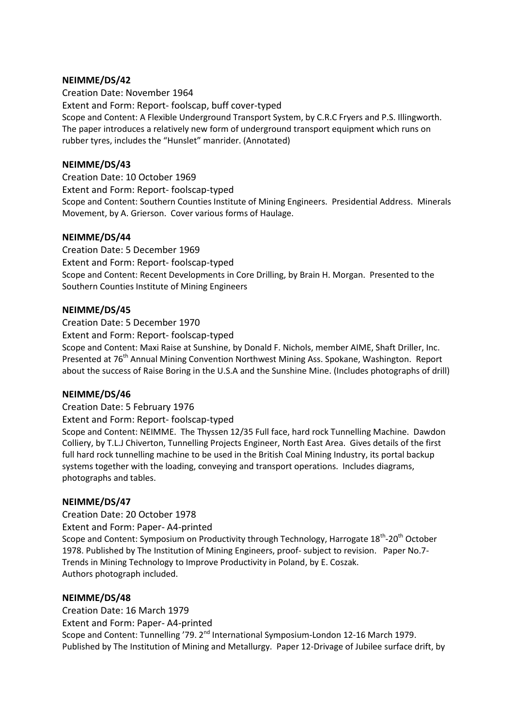### NEIMME/DS/42

Creation Date: November 1964

Extent and Form: Report- foolscap, buff cover-typed

Scope and Content: A Flexible Underground Transport System, by C.R.C Fryers and P.S. Illingworth. The paper introduces a relatively new form of underground transport equipment which runs on rubber tyres, includes the "Hunslet" manrider. (Annotated)

### NEIMME/DS/43

Creation Date: 10 October 1969

Extent and Form: Report- foolscap-typed

Scope and Content: Southern Counties Institute of Mining Engineers. Presidential Address. Minerals Movement, by A. Grierson. Cover various forms of Haulage.

### NEIMME/DS/44

Creation Date: 5 December 1969

Extent and Form: Report- foolscap-typed

Scope and Content: Recent Developments in Core Drilling, by Brain H. Morgan. Presented to the Southern Counties Institute of Mining Engineers

### NEIMME/DS/45

Creation Date: 5 December 1970

Extent and Form: Report- foolscap-typed

Scope and Content: Maxi Raise at Sunshine, by Donald F. Nichols, member AIME, Shaft Driller, Inc. Presented at 76th Annual Mining Convention Northwest Mining Ass. Spokane, Washington. Report about the success of Raise Boring in the U.S.A and the Sunshine Mine. (Includes photographs of drill)

### NEIMME/DS/46

Creation Date: 5 February 1976

Extent and Form: Report- foolscap-typed

Scope and Content: NEIMME. The Thyssen 12/35 Full face, hard rock Tunnelling Machine. Dawdon Colliery, by T.L.J Chiverton, Tunnelling Projects Engineer, North East Area. Gives details of the first full hard rock tunnelling machine to be used in the British Coal Mining Industry, its portal backup systems together with the loading, conveying and transport operations. Includes diagrams, photographs and tables.

### NEIMME/DS/47

Creation Date: 20 October 1978

Extent and Form: Paper- A4-printed

Scope and Content: Symposium on Productivity through Technology, Harrogate 18th-20th October 1978. Published by The Institution of Mining Engineers, proof- subject to revision. Paper No.7- Trends in Mining Technology to Improve Productivity in Poland, by E. Coszak.
Authors photograph included.

### NEIMME/DS/48

Creation Date: 16 March 1979

Extent and Form: Paper- A4-printed

Scope and Content: Tunnelling '79. 2nd International Symposium-London 12-16 March 1979. Published by The Institution of Mining and Metallurgy. Paper 12-Drivage of Jubilee surface drift, by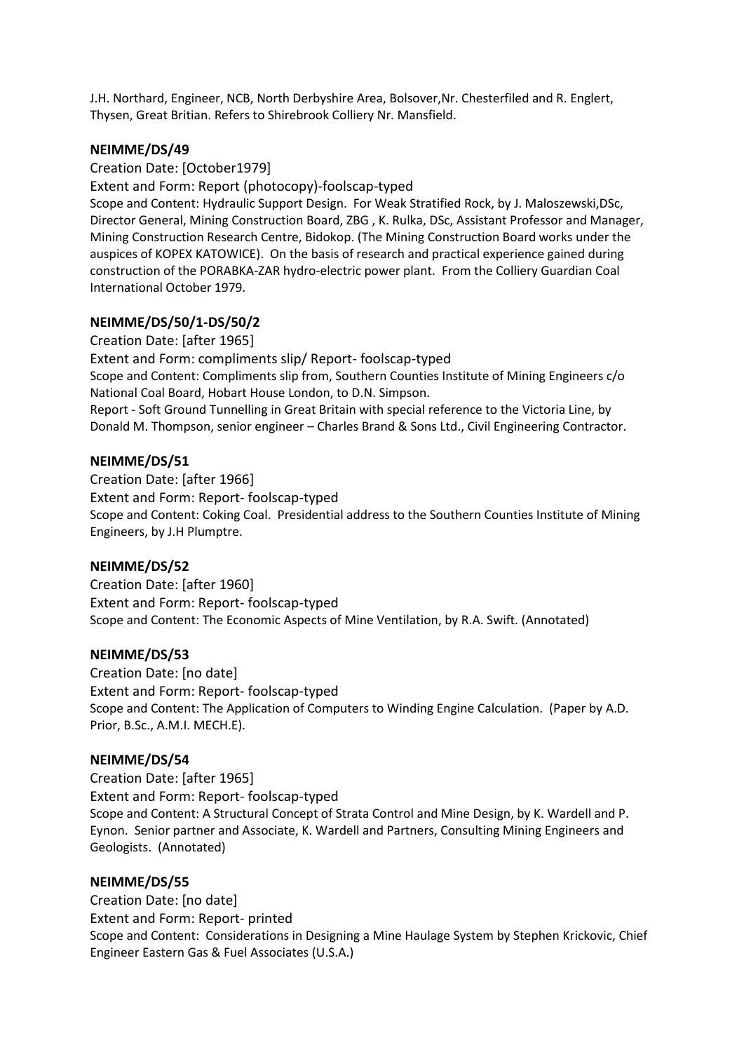J.H. Northard, Engineer, NCB, North Derbyshire Area, Bolsover,Nr. Chesterfiled and R. Englert, Thysen, Great Britian. Refers to Shirebrook Colliery Nr. Mansfield.

**NEIMME/DS/49**

Creation Date: [October1979]

Extent and Form: Report (photocopy)-foolscap-typed

Scope and Content: Hydraulic Support Design. For Weak Stratified Rock, by J. Maloszewski,DSc, Director General, Mining Construction Board, ZBG , K. Rulka, DSc, Assistant Professor and Manager, Mining Construction Research Centre, Bidokop. (The Mining Construction Board works under the auspices of KOPEX KATOWICE). On the basis of research and practical experience gained during construction of the PORABKA-ZAR hydro-electric power plant. From the Colliery Guardian Coal International October 1979.

**NEIMME/DS/50/1-DS/50/2**

Creation Date: [after 1965]

Extent and Form: compliments slip/ Report- foolscap-typed

Scope and Content: Compliments slip from, Southern Counties Institute of Mining Engineers c/o National Coal Board, Hobart House London, to D.N. Simpson.

Report - Soft Ground Tunnelling in Great Britain with special reference to the Victoria Line, by Donald M. Thompson, senior engineer – Charles Brand & Sons Ltd., Civil Engineering Contractor.

**NEIMME/DS/51**

Creation Date: [after 1966]

Extent and Form: Report- foolscap-typed

Scope and Content: Coking Coal. Presidential address to the Southern Counties Institute of Mining Engineers, by J.H Plumptre.

**NEIMME/DS/52**

Creation Date: [after 1960]

Extent and Form: Report- foolscap-typed

Scope and Content: The Economic Aspects of Mine Ventilation, by R.A. Swift. (Annotated)

**NEIMME/DS/53**

Creation Date: [no date]

Extent and Form: Report- foolscap-typed

Scope and Content: The Application of Computers to Winding Engine Calculation. (Paper by A.D. Prior, B.Sc., A.M.I. MECH.E).

**NEIMME/DS/54**

Creation Date: [after 1965]

Extent and Form: Report- foolscap-typed

Scope and Content: A Structural Concept of Strata Control and Mine Design, by K. Wardell and P. Eynon. Senior partner and Associate, K. Wardell and Partners, Consulting Mining Engineers and Geologists. (Annotated)

**NEIMME/DS/55**

Creation Date: [no date]

Extent and Form: Report- printed

Scope and Content: Considerations in Designing a Mine Haulage System by Stephen Krickovic, Chief Engineer Eastern Gas & Fuel Associates (U.S.A.)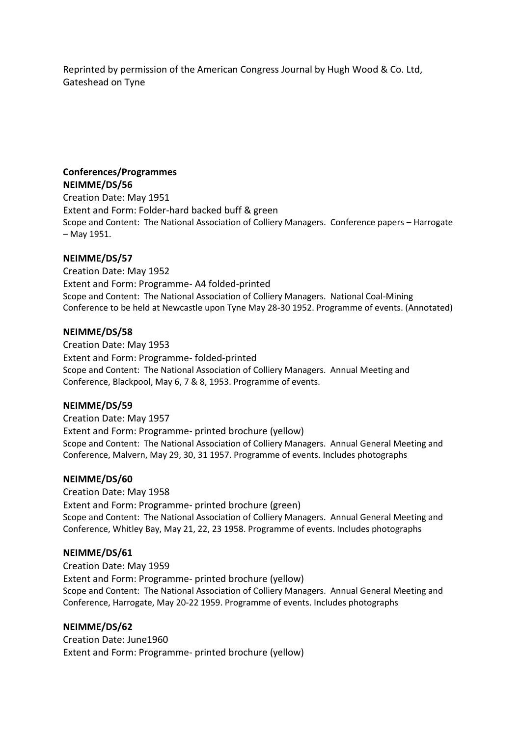Reprinted by permission of the American Congress Journal by Hugh Wood & Co. Ltd, Gateshead on Tyne

**Conferences/Programmes**

**NEIMME/DS/56**

Creation Date: May 1951

Extent and Form: Folder-hard backed buff & green

Scope and Content: The National Association of Colliery Managers. Conference papers – Harrogate – May 1951.

**NEIMME/DS/57**

Creation Date: May 1952

Extent and Form: Programme- A4 folded-printed

Scope and Content: The National Association of Colliery Managers. National Coal-Mining Conference to be held at Newcastle upon Tyne May 28-30 1952. Programme of events. (Annotated)

**NEIMME/DS/58**

Creation Date: May 1953

Extent and Form: Programme- folded-printed

Scope and Content: The National Association of Colliery Managers. Annual Meeting and Conference, Blackpool, May 6, 7 & 8, 1953. Programme of events.

**NEIMME/DS/59**

Creation Date: May 1957

Extent and Form: Programme- printed brochure (yellow)

Scope and Content: The National Association of Colliery Managers. Annual General Meeting and Conference, Malvern, May 29, 30, 31 1957. Programme of events. Includes photographs

**NEIMME/DS/60**

Creation Date: May 1958

Extent and Form: Programme- printed brochure (green)

Scope and Content: The National Association of Colliery Managers. Annual General Meeting and Conference, Whitley Bay, May 21, 22, 23 1958. Programme of events. Includes photographs

**NEIMME/DS/61**

Creation Date: May 1959

Extent and Form: Programme- printed brochure (yellow)

Scope and Content: The National Association of Colliery Managers. Annual General Meeting and Conference, Harrogate, May 20-22 1959. Programme of events. Includes photographs

**NEIMME/DS/62**

Creation Date: June1960

Extent and Form: Programme- printed brochure (yellow)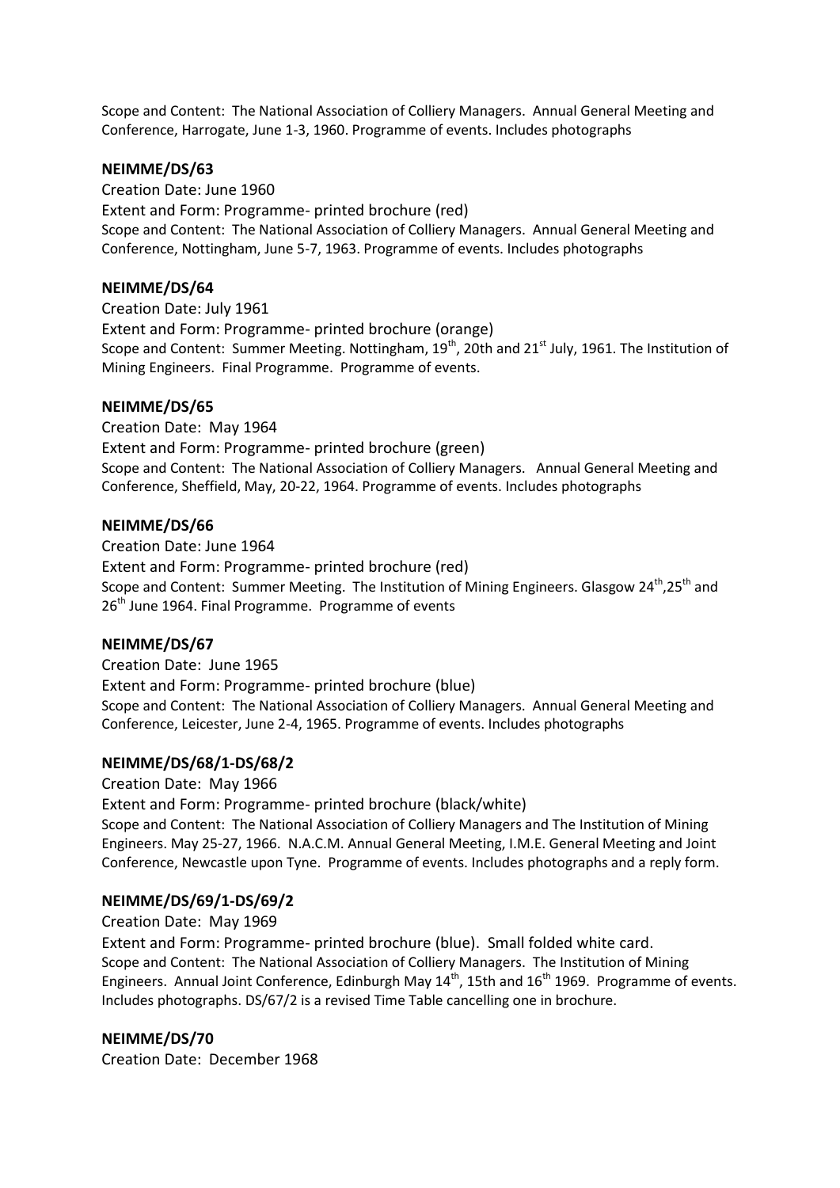Scope and Content: The National Association of Colliery Managers. Annual General Meeting and Conference, Harrogate, June 1-3, 1960. Programme of events. Includes photographs

**NEIMME/DS/63**

Creation Date: June 1960
Extent and Form: Programme- printed brochure (red)
Scope and Content: The National Association of Colliery Managers. Annual General Meeting and Conference, Nottingham, June 5-7, 1963. Programme of events. Includes photographs

**NEIMME/DS/64**

Creation Date: July 1961
Extent and Form: Programme- printed brochure (orange)
Scope and Content: Summer Meeting. Nottingham, 19th, 20th and 21st July, 1961. The Institution of Mining Engineers. Final Programme. Programme of events.

**NEIMME/DS/65**

Creation Date: May 1964
Extent and Form: Programme- printed brochure (green)
Scope and Content: The National Association of Colliery Managers. Annual General Meeting and Conference, Sheffield, May, 20-22, 1964. Programme of events. Includes photographs

**NEIMME/DS/66**

Creation Date: June 1964
Extent and Form: Programme- printed brochure (red)
Scope and Content: Summer Meeting. The Institution of Mining Engineers. Glasgow 24th,25th and 26th June 1964. Final Programme. Programme of events

**NEIMME/DS/67**

Creation Date: June 1965
Extent and Form: Programme- printed brochure (blue)
Scope and Content: The National Association of Colliery Managers. Annual General Meeting and Conference, Leicester, June 2-4, 1965. Programme of events. Includes photographs

**NEIMME/DS/68/1-DS/68/2**

Creation Date: May 1966
Extent and Form: Programme- printed brochure (black/white)
Scope and Content: The National Association of Colliery Managers and The Institution of Mining Engineers. May 25-27, 1966. N.A.C.M. Annual General Meeting, I.M.E. General Meeting and Joint Conference, Newcastle upon Tyne. Programme of events. Includes photographs and a reply form.

**NEIMME/DS/69/1-DS/69/2**

Creation Date: May 1969
Extent and Form: Programme- printed brochure (blue). Small folded white card.
Scope and Content: The National Association of Colliery Managers. The Institution of Mining Engineers. Annual Joint Conference, Edinburgh May 14th, 15th and 16th 1969. Programme of events. Includes photographs. DS/67/2 is a revised Time Table cancelling one in brochure.

**NEIMME/DS/70**

Creation Date: December 1968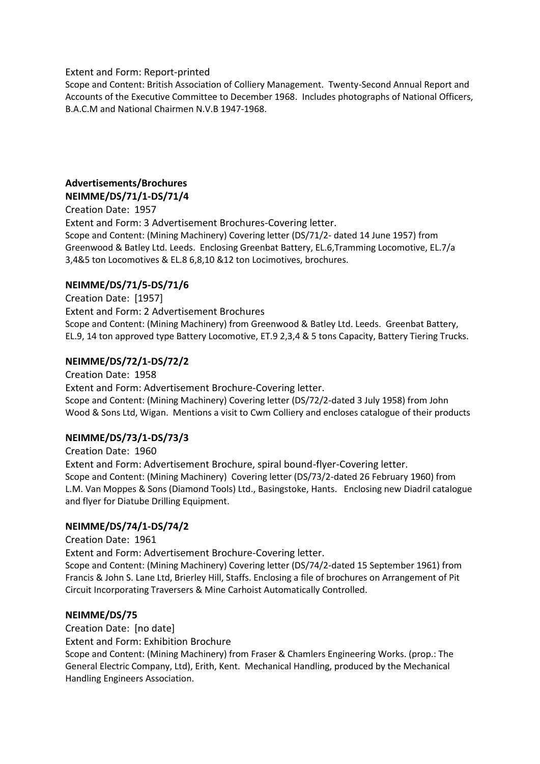Extent and Form: Report-printed

Scope and Content: British Association of Colliery Management. Twenty-Second Annual Report and Accounts of the Executive Committee to December 1968. Includes photographs of National Officers, B.A.C.M and National Chairmen N.V.B 1947-1968.

**Advertisements/Brochures**

**NEIMME/DS/71/1-DS/71/4**

Creation Date: 1957

Extent and Form: 3 Advertisement Brochures-Covering letter.

Scope and Content: (Mining Machinery) Covering letter (DS/71/2- dated 14 June 1957) from Greenwood & Batley Ltd. Leeds. Enclosing Greenbat Battery, EL.6,Tramming Locomotive, EL.7/a 3,4&5 ton Locomotives & EL.8 6,8,10 &12 ton Locimotives, brochures.

**NEIMME/DS/71/5-DS/71/6**

Creation Date: [1957]

Extent and Form: 2 Advertisement Brochures

Scope and Content: (Mining Machinery) from Greenwood & Batley Ltd. Leeds. Greenbat Battery, EL.9, 14 ton approved type Battery Locomotive, ET.9 2,3,4 & 5 tons Capacity, Battery Tiering Trucks.

**NEIMME/DS/72/1-DS/72/2**

Creation Date: 1958

Extent and Form: Advertisement Brochure-Covering letter.

Scope and Content: (Mining Machinery) Covering letter (DS/72/2-dated 3 July 1958) from John Wood & Sons Ltd, Wigan. Mentions a visit to Cwm Colliery and encloses catalogue of their products

**NEIMME/DS/73/1-DS/73/3**

Creation Date: 1960

Extent and Form: Advertisement Brochure, spiral bound-flyer-Covering letter.

Scope and Content: (Mining Machinery) Covering letter (DS/73/2-dated 26 February 1960) from L.M. Van Moppes & Sons (Diamond Tools) Ltd., Basingstoke, Hants. Enclosing new Diadril catalogue and flyer for Diatube Drilling Equipment.

**NEIMME/DS/74/1-DS/74/2**

Creation Date: 1961

Extent and Form: Advertisement Brochure-Covering letter.

Scope and Content: (Mining Machinery) Covering letter (DS/74/2-dated 15 September 1961) from Francis & John S. Lane Ltd, Brierley Hill, Staffs. Enclosing a file of brochures on Arrangement of Pit Circuit Incorporating Traversers & Mine Carhoist Automatically Controlled.

**NEIMME/DS/75**

Creation Date: [no date]

Extent and Form: Exhibition Brochure

Scope and Content: (Mining Machinery) from Fraser & Chamlers Engineering Works. (prop.: The General Electric Company, Ltd), Erith, Kent. Mechanical Handling, produced by the Mechanical Handling Engineers Association.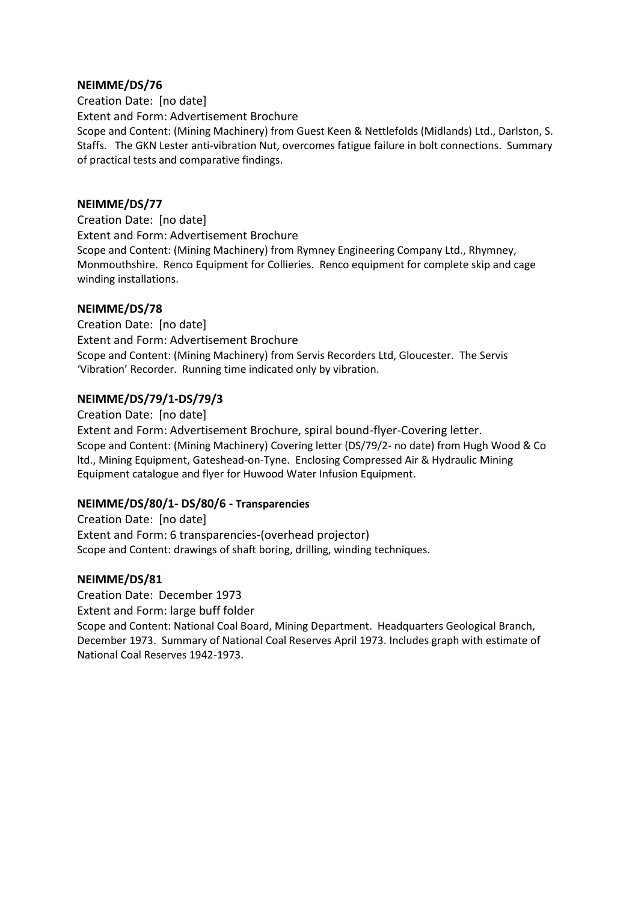**NEIMME/DS/76**

Creation Date: [no date]

Extent and Form: Advertisement Brochure

Scope and Content: (Mining Machinery) from Guest Keen & Nettlefolds (Midlands) Ltd., Darlston, S. Staffs. The GKN Lester anti-vibration Nut, overcomes fatigue failure in bolt connections. Summary of practical tests and comparative findings.

**NEIMME/DS/77**

Creation Date: [no date]

Extent and Form: Advertisement Brochure

Scope and Content: (Mining Machinery) from Rymney Engineering Company Ltd., Rhymney, Monmouthshire. Renco Equipment for Collieries. Renco equipment for complete skip and cage winding installations.

**NEIMME/DS/78**

Creation Date: [no date]

Extent and Form: Advertisement Brochure

Scope and Content: (Mining Machinery) from Servis Recorders Ltd, Gloucester. The Servis 'Vibration' Recorder. Running time indicated only by vibration.

**NEIMME/DS/79/1-DS/79/3**

Creation Date: [no date]

Extent and Form: Advertisement Brochure, spiral bound-flyer-Covering letter.

Scope and Content: (Mining Machinery) Covering letter (DS/79/2- no date) from Hugh Wood & Co ltd., Mining Equipment, Gateshead-on-Tyne. Enclosing Compressed Air & Hydraulic Mining Equipment catalogue and flyer for Huwood Water Infusion Equipment.

**NEIMME/DS/80/1- DS/80/6 - Transparencies**

Creation Date: [no date]

Extent and Form: 6 transparencies-(overhead projector)

Scope and Content: drawings of shaft boring, drilling, winding techniques.

**NEIMME/DS/81**

Creation Date: December 1973

Extent and Form: large buff folder

Scope and Content: National Coal Board, Mining Department. Headquarters Geological Branch, December 1973. Summary of National Coal Reserves April 1973. Includes graph with estimate of National Coal Reserves 1942-1973.